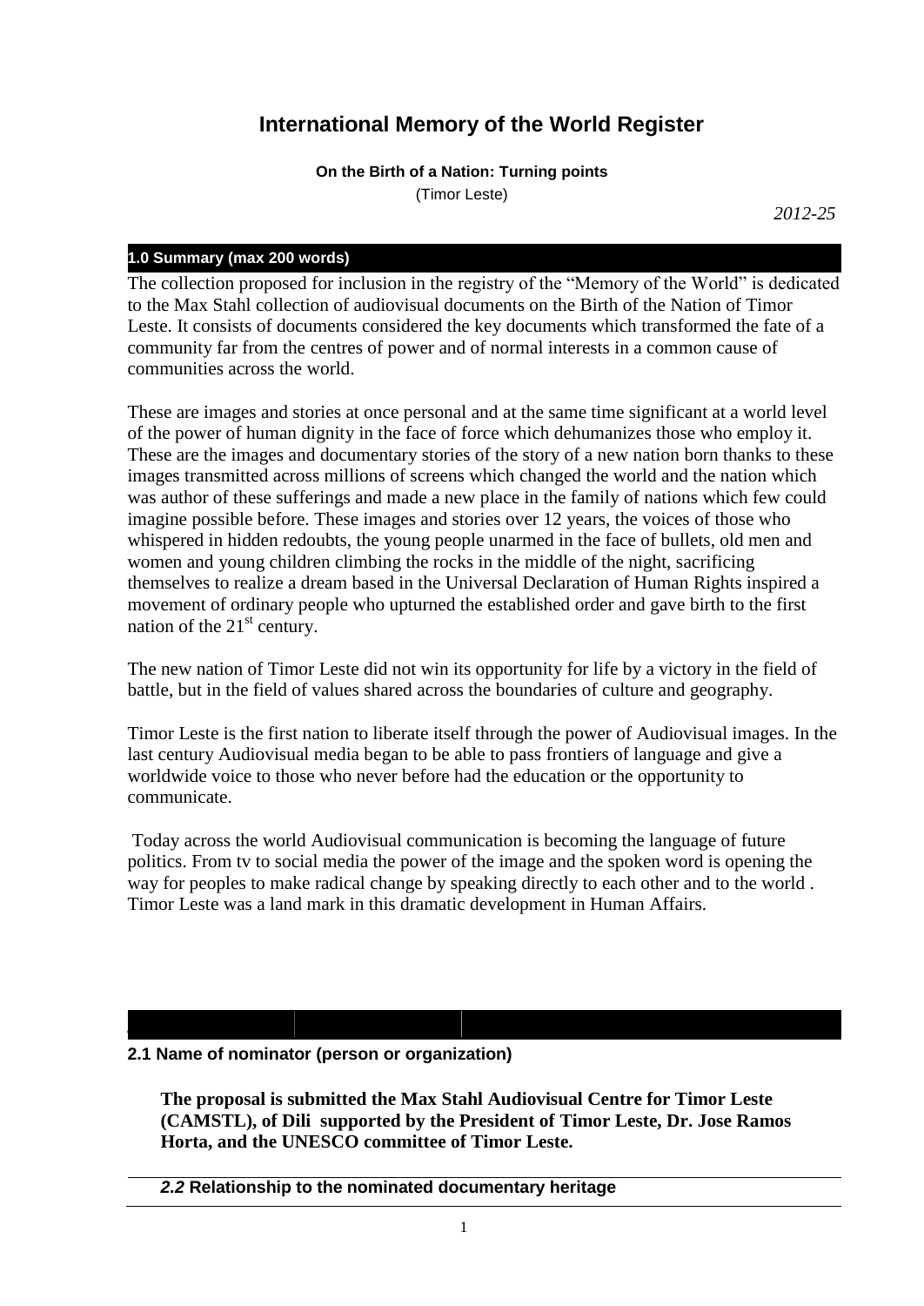# International Memory of the World Register

**On the Birth of a Nation: Turning points**

(Timor Leste)

*2012-25*

## 1.0 Summary (max 200 words)

The collection proposed for inclusion in the registry of the "Memory of the World" is dedicated to the Max Stahl collection of audiovisual documents on the Birth of the Nation of Timor Leste. It consists of documents considered the key documents which transformed the fate of a community far from the centres of power and of normal interests in a common cause of communities across the world.

These are images and stories at once personal and at the same time significant at a world level of the power of human dignity in the face of force which dehumanizes those who employ it. These are the images and documentary stories of the story of a new nation born thanks to these images transmitted across millions of screens which changed the world and the nation which was author of these sufferings and made a new place in the family of nations which few could imagine possible before. These images and stories over 12 years, the voices of those who whispered in hidden redoubts, the young people unarmed in the face of bullets, old men and women and young children climbing the rocks in the middle of the night, sacrificing themselves to realize a dream based in the Universal Declaration of Human Rights inspired a movement of ordinary people who upturned the established order and gave birth to the first nation of the 21st century.

The new nation of Timor Leste did not win its opportunity for life by a victory in the field of battle, but in the field of values shared across the boundaries of culture and geography.

Timor Leste is the first nation to liberate itself through the power of Audiovisual images. In the last century Audiovisual media began to be able to pass frontiers of language and give a worldwide voice to those who never before had the education or the opportunity to communicate.

Today across the world Audiovisual communication is becoming the language of future politics. From tv to social media the power of the image and the spoken word is opening the way for peoples to make radical change by speaking directly to each other and to the world . Timor Leste was a land mark in this dramatic development in Human Affairs.

### 2.1 Name of nominator (person or organization)

**The proposal is submitted the Max Stahl Audiovisual Centre for Timor Leste (CAMSTL), of Dili supported by the President of Timor Leste, Dr. Jose Ramos Horta, and the UNESCO committee of Timor Leste.**

### *2.2* Relationship to the nominated documentary heritage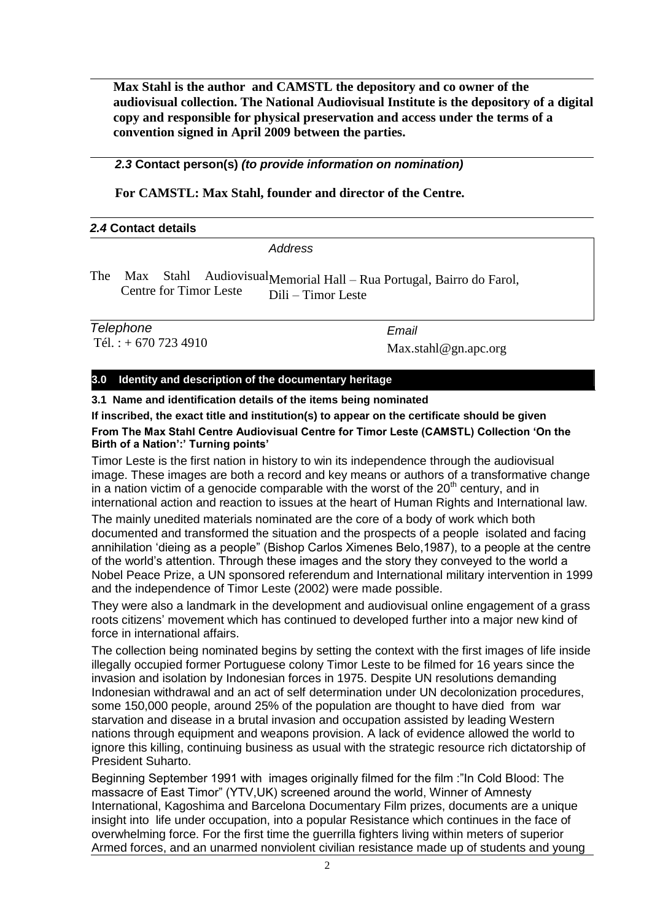**Max Stahl is the author and CAMSTL the depository and co owner of the audiovisual collection. The National Audiovisual Institute is the depository of a digital copy and responsible for physical preservation and access under the terms of a convention signed in April 2009 between the parties.**

***2.3* Contact person(s) *(to provide information on nomination)***

**For CAMSTL: Max Stahl, founder and director of the Centre.**

***2.4* Contact details**

| | *Address* |
|---|---|
| The Max Stahl Audiovisual Centre for Timor Leste | Memorial Hall – Rua Portugal, Bairro do Farol, Dili – Timor Leste |
| *Telephone* | *Email* |
| Tél. : + 670 723 4910 | Max.stahl@gn.apc.org |

## 3.0 Identity and description of the documentary heritage

**3.1 Name and identification details of the items being nominated**

**If inscribed, the exact title and institution(s) to appear on the certificate should be given**

**From The Max Stahl Centre Audiovisual Centre for Timor Leste (CAMSTL) Collection 'On the Birth of a Nation':' Turning points'**

Timor Leste is the first nation in history to win its independence through the audiovisual image. These images are both a record and key means or authors of a transformative change in a nation victim of a genocide comparable with the worst of the 20th century, and in international action and reaction to issues at the heart of Human Rights and International law.

The mainly unedited materials nominated are the core of a body of work which both documented and transformed the situation and the prospects of a people isolated and facing annihilation 'dieing as a people" (Bishop Carlos Ximenes Belo,1987), to a people at the centre of the world's attention. Through these images and the story they conveyed to the world a Nobel Peace Prize, a UN sponsored referendum and International military intervention in 1999 and the independence of Timor Leste (2002) were made possible.

They were also a landmark in the development and audiovisual online engagement of a grass roots citizens' movement which has continued to developed further into a major new kind of force in international affairs.

The collection being nominated begins by setting the context with the first images of life inside illegally occupied former Portuguese colony Timor Leste to be filmed for 16 years since the invasion and isolation by Indonesian forces in 1975. Despite UN resolutions demanding Indonesian withdrawal and an act of self determination under UN decolonization procedures, some 150,000 people, around 25% of the population are thought to have died from war starvation and disease in a brutal invasion and occupation assisted by leading Western nations through equipment and weapons provision. A lack of evidence allowed the world to ignore this killing, continuing business as usual with the strategic resource rich dictatorship of President Suharto.

Beginning September 1991 with images originally filmed for the film :"In Cold Blood: The massacre of East Timor" (YTV,UK) screened around the world, Winner of Amnesty International, Kagoshima and Barcelona Documentary Film prizes, documents are a unique insight into life under occupation, into a popular Resistance which continues in the face of overwhelming force. For the first time the guerrilla fighters living within meters of superior Armed forces, and an unarmed nonviolent civilian resistance made up of students and young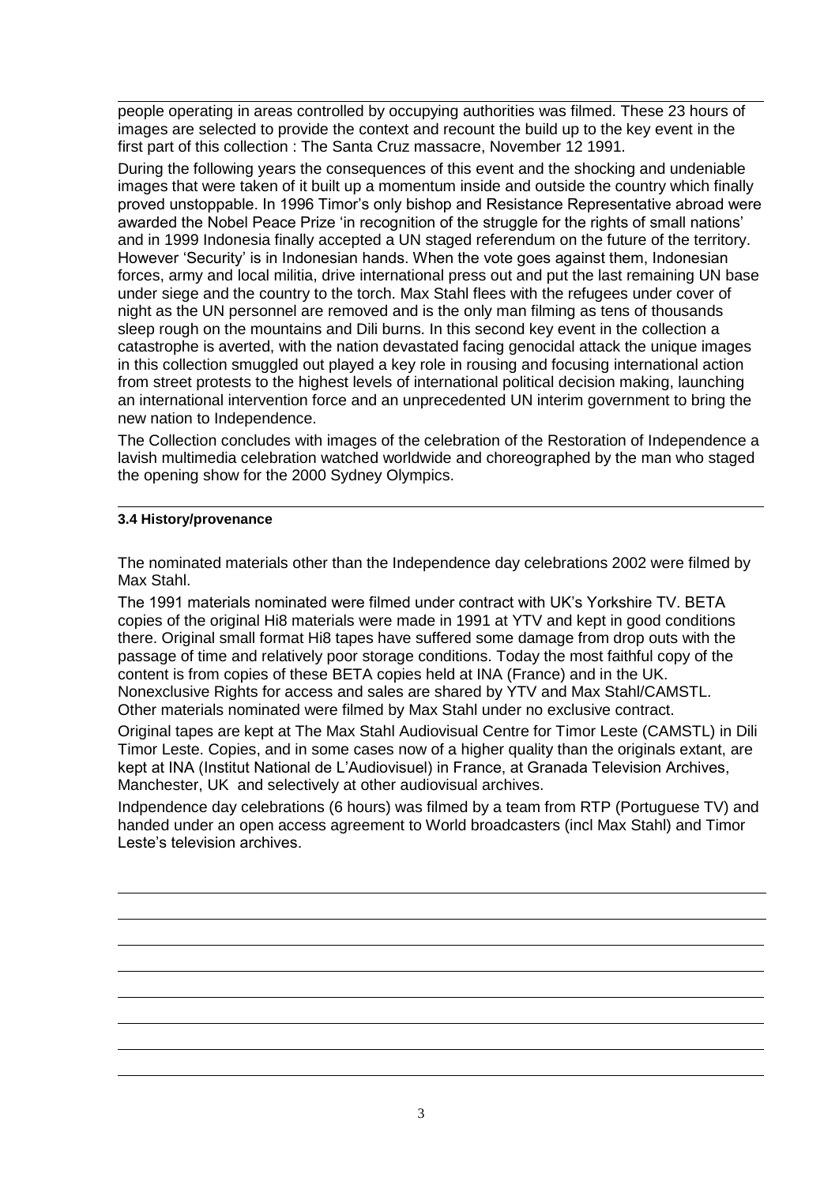people operating in areas controlled by occupying authorities was filmed. These 23 hours of images are selected to provide the context and recount the build up to the key event in the first part of this collection : The Santa Cruz massacre, November 12 1991.

During the following years the consequences of this event and the shocking and undeniable images that were taken of it built up a momentum inside and outside the country which finally proved unstoppable. In 1996 Timor's only bishop and Resistance Representative abroad were awarded the Nobel Peace Prize 'in recognition of the struggle for the rights of small nations' and in 1999 Indonesia finally accepted a UN staged referendum on the future of the territory. However 'Security' is in Indonesian hands. When the vote goes against them, Indonesian forces, army and local militia, drive international press out and put the last remaining UN base under siege and the country to the torch. Max Stahl flees with the refugees under cover of night as the UN personnel are removed and is the only man filming as tens of thousands sleep rough on the mountains and Dili burns. In this second key event in the collection a catastrophe is averted, with the nation devastated facing genocidal attack the unique images in this collection smuggled out played a key role in rousing and focusing international action from street protests to the highest levels of international political decision making, launching an international intervention force and an unprecedented UN interim government to bring the new nation to Independence.

The Collection concludes with images of the celebration of the Restoration of Independence a lavish multimedia celebration watched worldwide and choreographed by the man who staged the opening show for the 2000 Sydney Olympics.

**3.4 History/provenance**

The nominated materials other than the Independence day celebrations 2002 were filmed by Max Stahl.

The 1991 materials nominated were filmed under contract with UK's Yorkshire TV. BETA copies of the original Hi8 materials were made in 1991 at YTV and kept in good conditions there. Original small format Hi8 tapes have suffered some damage from drop outs with the passage of time and relatively poor storage conditions. Today the most faithful copy of the content is from copies of these BETA copies held at INA (France) and in the UK. Nonexclusive Rights for access and sales are shared by YTV and Max Stahl/CAMSTL. Other materials nominated were filmed by Max Stahl under no exclusive contract.

Original tapes are kept at The Max Stahl Audiovisual Centre for Timor Leste (CAMSTL) in Dili Timor Leste. Copies, and in some cases now of a higher quality than the originals extant, are kept at INA (Institut National de L'Audiovisuel) in France, at Granada Television Archives, Manchester, UK and selectively at other audiovisual archives.

Indpendence day celebrations (6 hours) was filmed by a team from RTP (Portuguese TV) and handed under an open access agreement to World broadcasters (incl Max Stahl) and Timor Leste's television archives.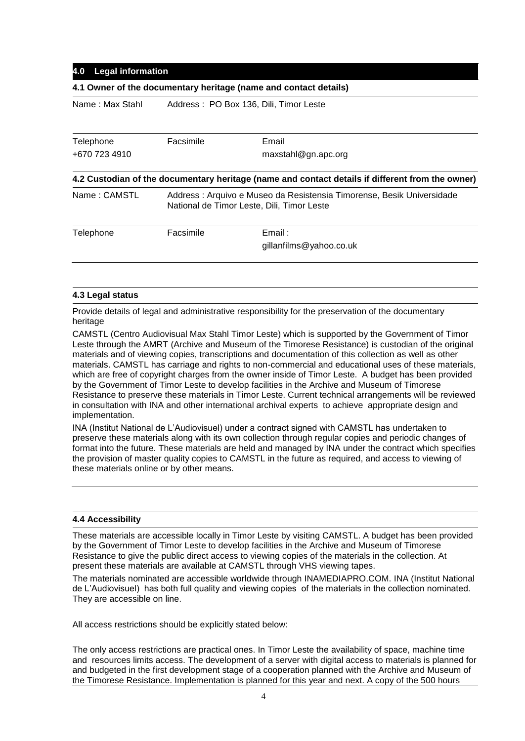## 4.0 Legal information

### 4.1 Owner of the documentary heritage (name and contact details)

| Name : Max Stahl | Address : PO Box 136, Dili, Timor Leste | |
|---|---|---|
| Telephone | Facsimile | Email |
| +670 723 4910 | | maxstahl@gn.apc.org |

### 4.2 Custodian of the documentary heritage (name and contact details if different from the owner)

| Name : CAMSTL | Address : Arquivo e Museo da Resistensia Timorense, Besik Universidade National de Timor Leste, Dili, Timor Leste | |
|---|---|---|
| Telephone | Facsimile | Email : |
| | | gillanfilms@yahoo.co.uk |

### 4.3 Legal status

Provide details of legal and administrative responsibility for the preservation of the documentary heritage

CAMSTL (Centro Audiovisual Max Stahl Timor Leste) which is supported by the Government of Timor Leste through the AMRT (Archive and Museum of the Timorese Resistance) is custodian of the original materials and of viewing copies, transcriptions and documentation of this collection as well as other materials. CAMSTL has carriage and rights to non-commercial and educational uses of these materials, which are free of copyright charges from the owner inside of Timor Leste. A budget has been provided by the Government of Timor Leste to develop facilities in the Archive and Museum of Timorese Resistance to preserve these materials in Timor Leste. Current technical arrangements will be reviewed in consultation with INA and other international archival experts to achieve appropriate design and implementation.

INA (Institut National de L'Audiovisuel) under a contract signed with CAMSTL has undertaken to preserve these materials along with its own collection through regular copies and periodic changes of format into the future. These materials are held and managed by INA under the contract which specifies the provision of master quality copies to CAMSTL in the future as required, and access to viewing of these materials online or by other means.

### 4.4 Accessibility

These materials are accessible locally in Timor Leste by visiting CAMSTL. A budget has been provided by the Government of Timor Leste to develop facilities in the Archive and Museum of Timorese Resistance to give the public direct access to viewing copies of the materials in the collection. At present these materials are available at CAMSTL through VHS viewing tapes.

The materials nominated are accessible worldwide through INAMEDIAPRO.COM. INA (Institut National de L'Audiovisuel) has both full quality and viewing copies of the materials in the collection nominated. They are accessible on line.

All access restrictions should be explicitly stated below:

The only access restrictions are practical ones. In Timor Leste the availability of space, machine time and resources limits access. The development of a server with digital access to materials is planned for and budgeted in the first development stage of a cooperation planned with the Archive and Museum of the Timorese Resistance. Implementation is planned for this year and next. A copy of the 500 hours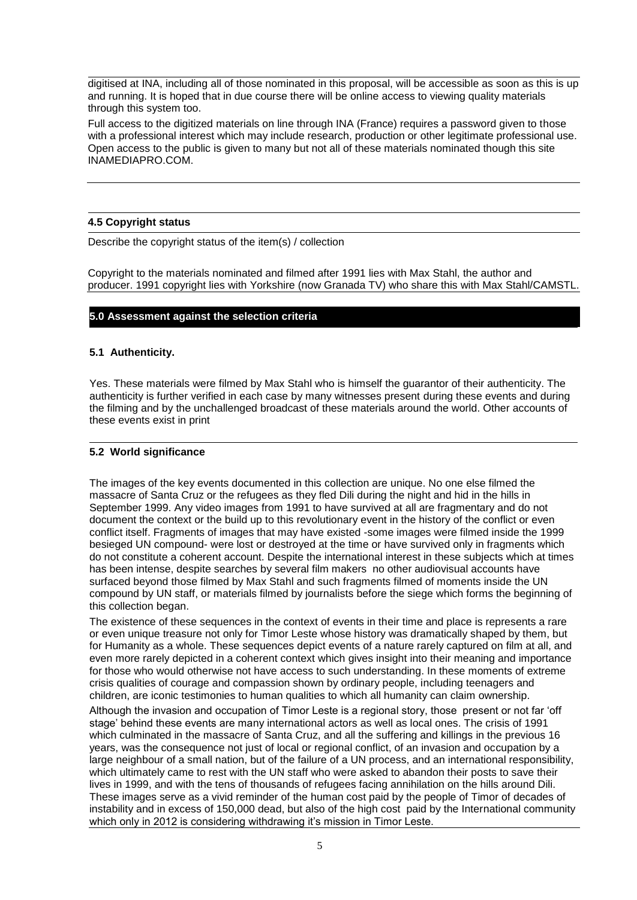digitised at INA, including all of those nominated in this proposal, will be accessible as soon as this is up and running. It is hoped that in due course there will be online access to viewing quality materials through this system too.

Full access to the digitized materials on line through INA (France) requires a password given to those with a professional interest which may include research, production or other legitimate professional use. Open access to the public is given to many but not all of these materials nominated though this site INAMEDIAPRO.COM.

**4.5 Copyright status**

Describe the copyright status of the item(s) / collection

Copyright to the materials nominated and filmed after 1991 lies with Max Stahl, the author and producer. 1991 copyright lies with Yorkshire (now Granada TV) who share this with Max Stahl/CAMSTL.

## 5.0 Assessment against the selection criteria

### 5.1 Authenticity.

Yes. These materials were filmed by Max Stahl who is himself the guarantor of their authenticity. The authenticity is further verified in each case by many witnesses present during these events and during the filming and by the unchallenged broadcast of these materials around the world. Other accounts of these events exist in print

### 5.2 World significance

The images of the key events documented in this collection are unique. No one else filmed the massacre of Santa Cruz or the refugees as they fled Dili during the night and hid in the hills in September 1999. Any video images from 1991 to have survived at all are fragmentary and do not document the context or the build up to this revolutionary event in the history of the conflict or even conflict itself. Fragments of images that may have existed -some images were filmed inside the 1999 besieged UN compound- were lost or destroyed at the time or have survived only in fragments which do not constitute a coherent account. Despite the international interest in these subjects which at times has been intense, despite searches by several film makers no other audiovisual accounts have surfaced beyond those filmed by Max Stahl and such fragments filmed of moments inside the UN compound by UN staff, or materials filmed by journalists before the siege which forms the beginning of this collection began.

The existence of these sequences in the context of events in their time and place is represents a rare or even unique treasure not only for Timor Leste whose history was dramatically shaped by them, but for Humanity as a whole. These sequences depict events of a nature rarely captured on film at all, and even more rarely depicted in a coherent context which gives insight into their meaning and importance for those who would otherwise not have access to such understanding. In these moments of extreme crisis qualities of courage and compassion shown by ordinary people, including teenagers and children, are iconic testimonies to human qualities to which all humanity can claim ownership.

Although the invasion and occupation of Timor Leste is a regional story, those present or not far 'off stage' behind these events are many international actors as well as local ones. The crisis of 1991 which culminated in the massacre of Santa Cruz, and all the suffering and killings in the previous 16 years, was the consequence not just of local or regional conflict, of an invasion and occupation by a large neighbour of a small nation, but of the failure of a UN process, and an international responsibility, which ultimately came to rest with the UN staff who were asked to abandon their posts to save their lives in 1999, and with the tens of thousands of refugees facing annihilation on the hills around Dili. These images serve as a vivid reminder of the human cost paid by the people of Timor of decades of instability and in excess of 150,000 dead, but also of the high cost paid by the International community which only in 2012 is considering withdrawing it's mission in Timor Leste.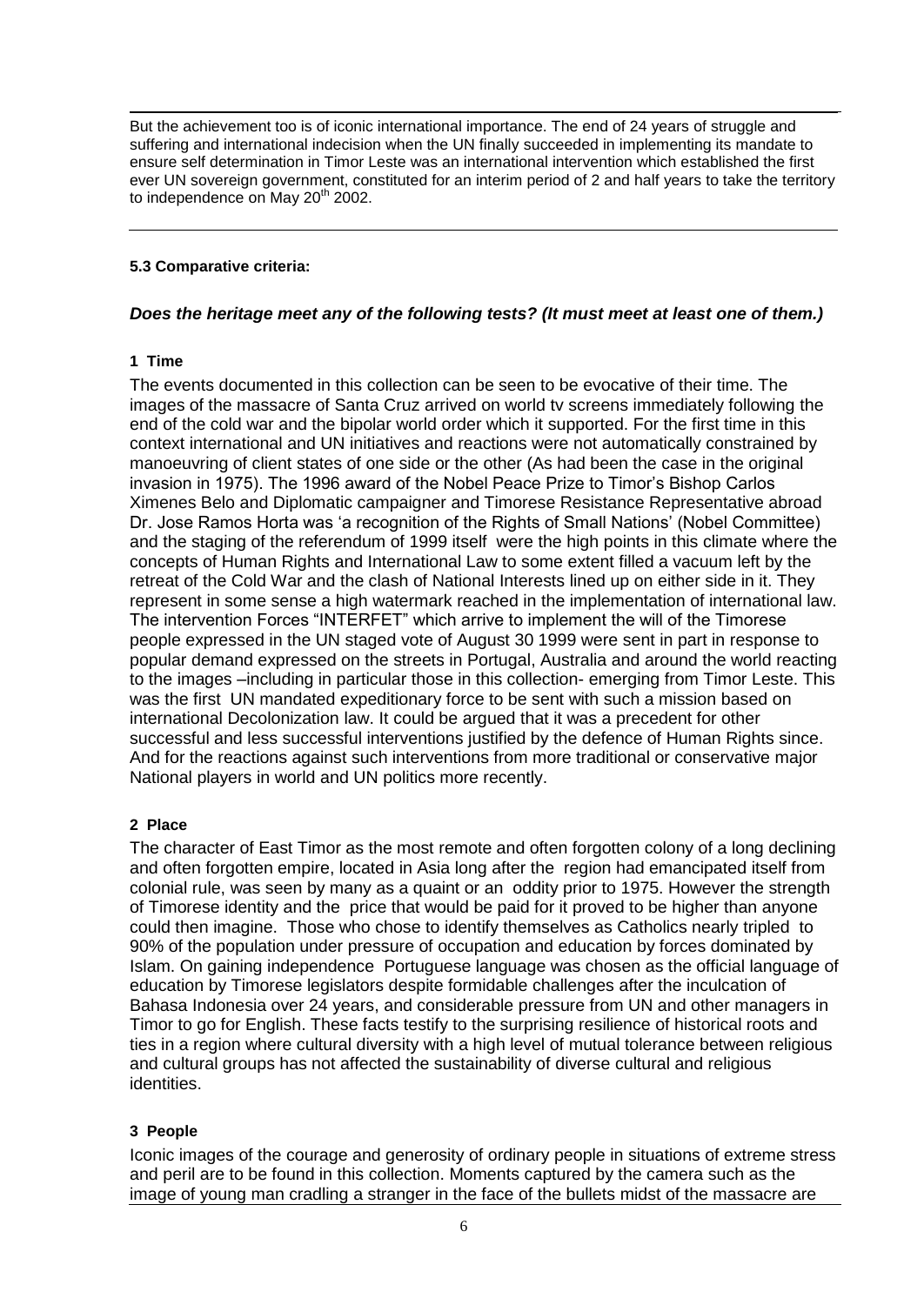But the achievement too is of iconic international importance. The end of 24 years of struggle and suffering and international indecision when the UN finally succeeded in implementing its mandate to ensure self determination in Timor Leste was an international intervention which established the first ever UN sovereign government, constituted for an interim period of 2 and half years to take the territory to independence on May 20th 2002.

---

#### 5.3 Comparative criteria:

***Does the heritage meet any of the following tests? (It must meet at least one of them.)***

**1 Time**

The events documented in this collection can be seen to be evocative of their time. The images of the massacre of Santa Cruz arrived on world tv screens immediately following the end of the cold war and the bipolar world order which it supported. For the first time in this context international and UN initiatives and reactions were not automatically constrained by manoeuvring of client states of one side or the other (As had been the case in the original invasion in 1975). The 1996 award of the Nobel Peace Prize to Timor's Bishop Carlos Ximenes Belo and Diplomatic campaigner and Timorese Resistance Representative abroad Dr. Jose Ramos Horta was 'a recognition of the Rights of Small Nations' (Nobel Committee) and the staging of the referendum of 1999 itself were the high points in this climate where the concepts of Human Rights and International Law to some extent filled a vacuum left by the retreat of the Cold War and the clash of National Interests lined up on either side in it. They represent in some sense a high watermark reached in the implementation of international law. The intervention Forces "INTERFET" which arrive to implement the will of the Timorese people expressed in the UN staged vote of August 30 1999 were sent in part in response to popular demand expressed on the streets in Portugal, Australia and around the world reacting to the images –including in particular those in this collection- emerging from Timor Leste. This was the first UN mandated expeditionary force to be sent with such a mission based on international Decolonization law. It could be argued that it was a precedent for other successful and less successful interventions justified by the defence of Human Rights since. And for the reactions against such interventions from more traditional or conservative major National players in world and UN politics more recently.

**2 Place**

The character of East Timor as the most remote and often forgotten colony of a long declining and often forgotten empire, located in Asia long after the region had emancipated itself from colonial rule, was seen by many as a quaint or an oddity prior to 1975. However the strength of Timorese identity and the price that would be paid for it proved to be higher than anyone could then imagine. Those who chose to identify themselves as Catholics nearly tripled to 90% of the population under pressure of occupation and education by forces dominated by Islam. On gaining independence Portuguese language was chosen as the official language of education by Timorese legislators despite formidable challenges after the inculcation of Bahasa Indonesia over 24 years, and considerable pressure from UN and other managers in Timor to go for English. These facts testify to the surprising resilience of historical roots and ties in a region where cultural diversity with a high level of mutual tolerance between religious and cultural groups has not affected the sustainability of diverse cultural and religious identities.

**3 People**

Iconic images of the courage and generosity of ordinary people in situations of extreme stress and peril are to be found in this collection. Moments captured by the camera such as the image of young man cradling a stranger in the face of the bullets midst of the massacre are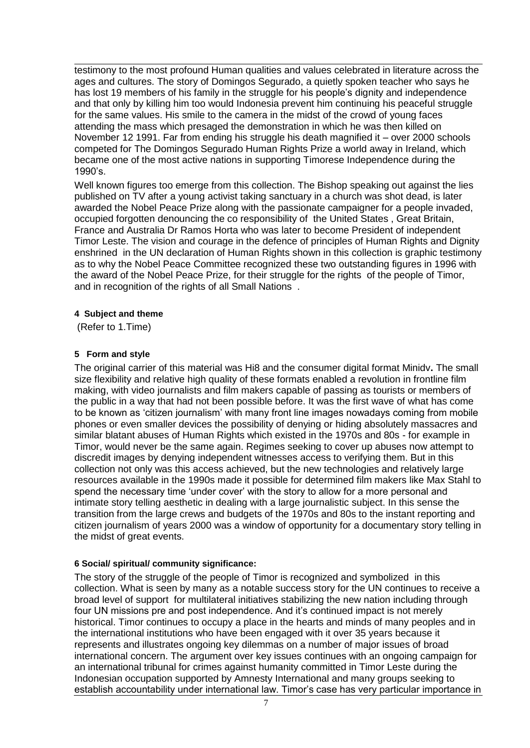testimony to the most profound Human qualities and values celebrated in literature across the ages and cultures. The story of Domingos Segurado, a quietly spoken teacher who says he has lost 19 members of his family in the struggle for his people's dignity and independence and that only by killing him too would Indonesia prevent him continuing his peaceful struggle for the same values. His smile to the camera in the midst of the crowd of young faces attending the mass which presaged the demonstration in which he was then killed on November 12 1991. Far from ending his struggle his death magnified it – over 2000 schools competed for The Domingos Segurado Human Rights Prize a world away in Ireland, which became one of the most active nations in supporting Timorese Independence during the 1990's.

Well known figures too emerge from this collection. The Bishop speaking out against the lies published on TV after a young activist taking sanctuary in a church was shot dead, is later awarded the Nobel Peace Prize along with the passionate campaigner for a people invaded, occupied forgotten denouncing the co responsibility of the United States , Great Britain, France and Australia Dr Ramos Horta who was later to become President of independent Timor Leste. The vision and courage in the defence of principles of Human Rights and Dignity enshrined in the UN declaration of Human Rights shown in this collection is graphic testimony as to why the Nobel Peace Committee recognized these two outstanding figures in 1996 with the award of the Nobel Peace Prize, for their struggle for the rights of the people of Timor, and in recognition of the rights of all Small Nations .

**4 Subject and theme**

(Refer to 1.Time)

**5 Form and style**

The original carrier of this material was Hi8 and the consumer digital format Minidv**.** The small size flexibility and relative high quality of these formats enabled a revolution in frontline film making, with video journalists and film makers capable of passing as tourists or members of the public in a way that had not been possible before. It was the first wave of what has come to be known as 'citizen journalism' with many front line images nowadays coming from mobile phones or even smaller devices the possibility of denying or hiding absolutely massacres and similar blatant abuses of Human Rights which existed in the 1970s and 80s - for example in Timor, would never be the same again. Regimes seeking to cover up abuses now attempt to discredit images by denying independent witnesses access to verifying them. But in this collection not only was this access achieved, but the new technologies and relatively large resources available in the 1990s made it possible for determined film makers like Max Stahl to spend the necessary time 'under cover' with the story to allow for a more personal and intimate story telling aesthetic in dealing with a large journalistic subject. In this sense the transition from the large crews and budgets of the 1970s and 80s to the instant reporting and citizen journalism of years 2000 was a window of opportunity for a documentary story telling in the midst of great events.

**6 Social/ spiritual/ community significance:**

The story of the struggle of the people of Timor is recognized and symbolized in this collection. What is seen by many as a notable success story for the UN continues to receive a broad level of support for multilateral initiatives stabilizing the new nation including through four UN missions pre and post independence. And it's continued impact is not merely historical. Timor continues to occupy a place in the hearts and minds of many peoples and in the international institutions who have been engaged with it over 35 years because it represents and illustrates ongoing key dilemmas on a number of major issues of broad international concern. The argument over key issues continues with an ongoing campaign for an international tribunal for crimes against humanity committed in Timor Leste during the Indonesian occupation supported by Amnesty International and many groups seeking to establish accountability under international law. Timor's case has very particular importance in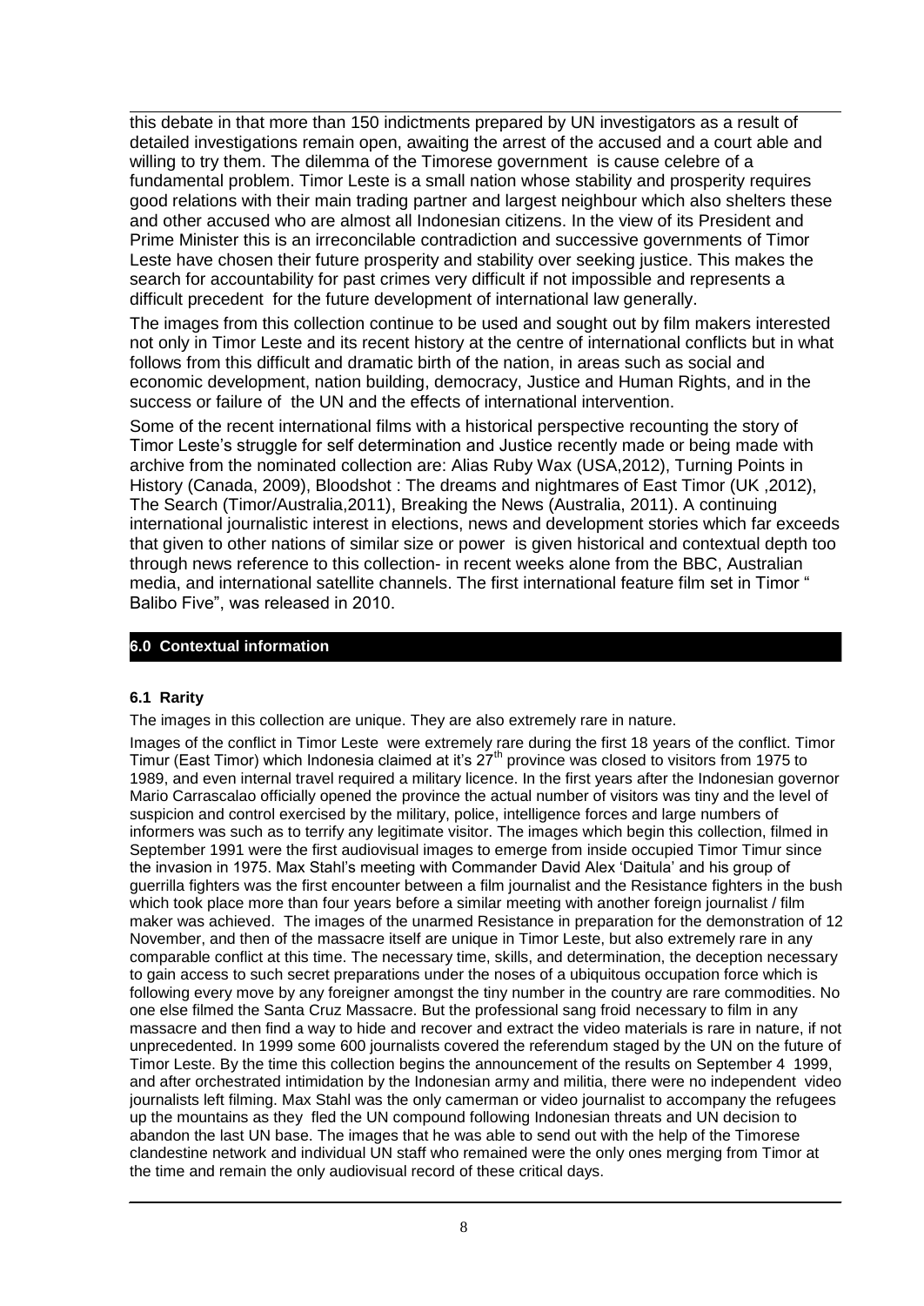this debate in that more than 150 indictments prepared by UN investigators as a result of detailed investigations remain open, awaiting the arrest of the accused and a court able and willing to try them. The dilemma of the Timorese government is cause celebre of a fundamental problem. Timor Leste is a small nation whose stability and prosperity requires good relations with their main trading partner and largest neighbour which also shelters these and other accused who are almost all Indonesian citizens. In the view of its President and Prime Minister this is an irreconcilable contradiction and successive governments of Timor Leste have chosen their future prosperity and stability over seeking justice. This makes the search for accountability for past crimes very difficult if not impossible and represents a difficult precedent for the future development of international law generally.

The images from this collection continue to be used and sought out by film makers interested not only in Timor Leste and its recent history at the centre of international conflicts but in what follows from this difficult and dramatic birth of the nation, in areas such as social and economic development, nation building, democracy, Justice and Human Rights, and in the success or failure of the UN and the effects of international intervention.

Some of the recent international films with a historical perspective recounting the story of Timor Leste's struggle for self determination and Justice recently made or being made with archive from the nominated collection are: Alias Ruby Wax (USA,2012), Turning Points in History (Canada, 2009), Bloodshot : The dreams and nightmares of East Timor (UK ,2012), The Search (Timor/Australia,2011), Breaking the News (Australia, 2011). A continuing international journalistic interest in elections, news and development stories which far exceeds that given to other nations of similar size or power is given historical and contextual depth too through news reference to this collection- in recent weeks alone from the BBC, Australian media, and international satellite channels. The first international feature film set in Timor " Balibo Five", was released in 2010.

## 6.0 Contextual information

### 6.1 Rarity

The images in this collection are unique. They are also extremely rare in nature.

Images of the conflict in Timor Leste were extremely rare during the first 18 years of the conflict. Timor Timur (East Timor) which Indonesia claimed at it's 27th province was closed to visitors from 1975 to 1989, and even internal travel required a military licence. In the first years after the Indonesian governor Mario Carrascalao officially opened the province the actual number of visitors was tiny and the level of suspicion and control exercised by the military, police, intelligence forces and large numbers of informers was such as to terrify any legitimate visitor. The images which begin this collection, filmed in September 1991 were the first audiovisual images to emerge from inside occupied Timor Timur since the invasion in 1975. Max Stahl's meeting with Commander David Alex 'Daitula' and his group of guerrilla fighters was the first encounter between a film journalist and the Resistance fighters in the bush which took place more than four years before a similar meeting with another foreign journalist / film maker was achieved. The images of the unarmed Resistance in preparation for the demonstration of 12 November, and then of the massacre itself are unique in Timor Leste, but also extremely rare in any comparable conflict at this time. The necessary time, skills, and determination, the deception necessary to gain access to such secret preparations under the noses of a ubiquitous occupation force which is following every move by any foreigner amongst the tiny number in the country are rare commodities. No one else filmed the Santa Cruz Massacre. But the professional sang froid necessary to film in any massacre and then find a way to hide and recover and extract the video materials is rare in nature, if not unprecedented. In 1999 some 600 journalists covered the referendum staged by the UN on the future of Timor Leste. By the time this collection begins the announcement of the results on September 4 1999, and after orchestrated intimidation by the Indonesian army and militia, there were no independent video journalists left filming. Max Stahl was the only cameraman or video journalist to accompany the refugees up the mountains as they fled the UN compound following Indonesian threats and UN decision to abandon the last UN base. The images that he was able to send out with the help of the Timorese clandestine network and individual UN staff who remained were the only ones merging from Timor at the time and remain the only audiovisual record of these critical days.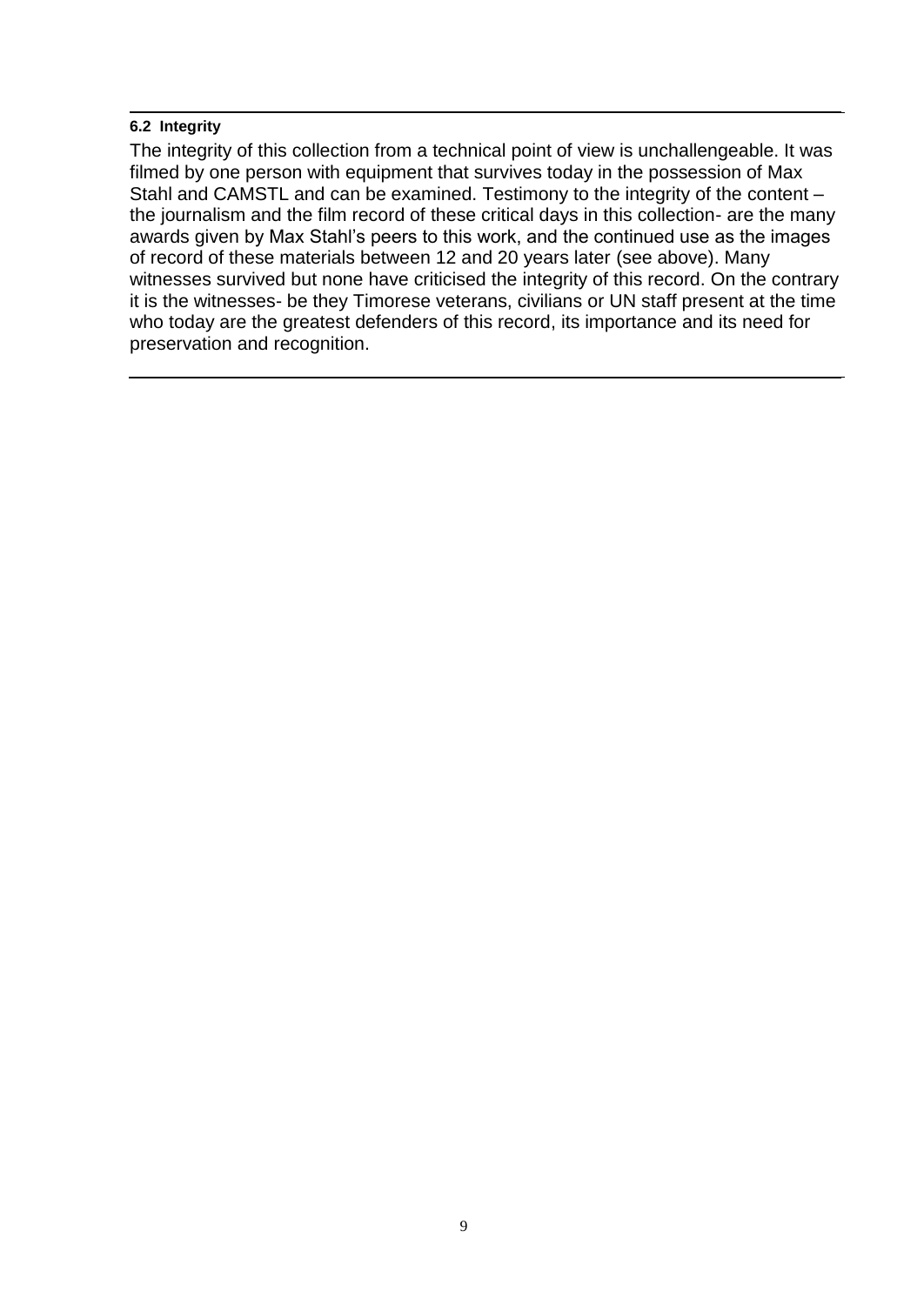### 6.2 Integrity

The integrity of this collection from a technical point of view is unchallengeable. It was filmed by one person with equipment that survives today in the possession of Max Stahl and CAMSTL and can be examined. Testimony to the integrity of the content – the journalism and the film record of these critical days in this collection- are the many awards given by Max Stahl's peers to this work, and the continued use as the images of record of these materials between 12 and 20 years later (see above). Many witnesses survived but none have criticised the integrity of this record. On the contrary it is the witnesses- be they Timorese veterans, civilians or UN staff present at the time who today are the greatest defenders of this record, its importance and its need for preservation and recognition.